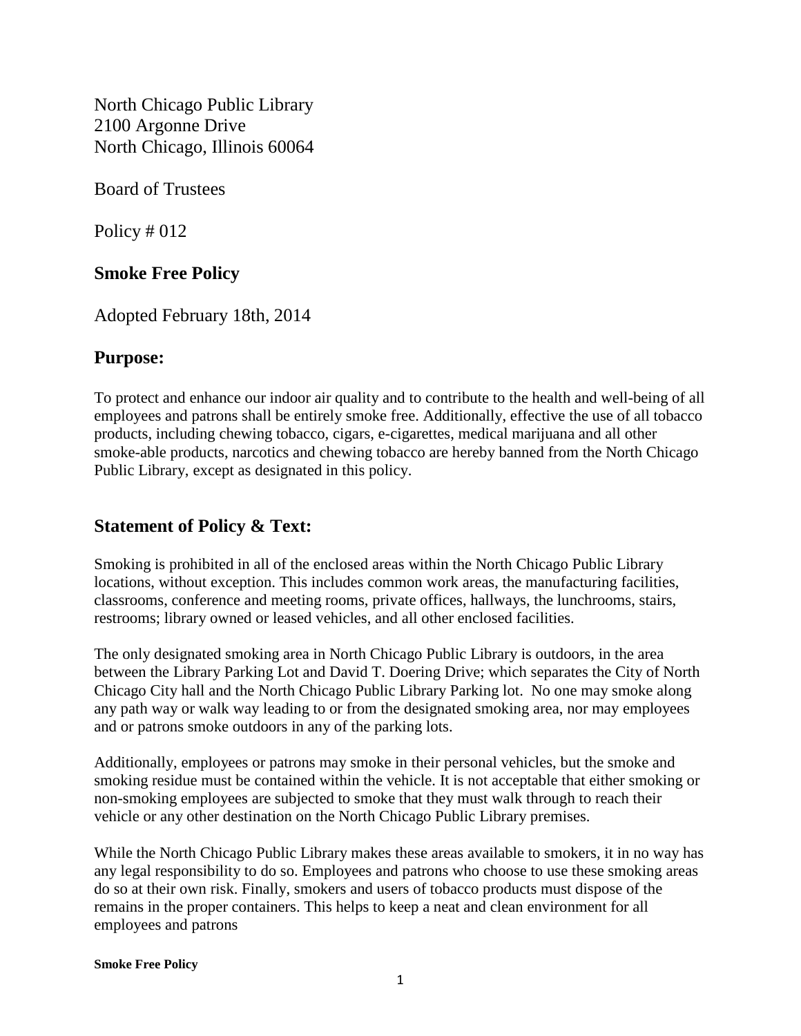North Chicago Public Library
2100 Argonne Drive
North Chicago, Illinois 60064

Board of Trustees

Policy # 012

## Smoke Free Policy

Adopted February 18th, 2014

## Purpose:

To protect and enhance our indoor air quality and to contribute to the health and well-being of all employees and patrons shall be entirely smoke free. Additionally, effective the use of all tobacco products, including chewing tobacco, cigars, e-cigarettes, medical marijuana and all other smoke-able products, narcotics and chewing tobacco are hereby banned from the North Chicago Public Library, except as designated in this policy.

## Statement of Policy & Text:

Smoking is prohibited in all of the enclosed areas within the North Chicago Public Library locations, without exception. This includes common work areas, the manufacturing facilities, classrooms, conference and meeting rooms, private offices, hallways, the lunchrooms, stairs, restrooms; library owned or leased vehicles, and all other enclosed facilities.

The only designated smoking area in North Chicago Public Library is outdoors, in the area between the Library Parking Lot and David T. Doering Drive; which separates the City of North Chicago City hall and the North Chicago Public Library Parking lot. No one may smoke along any path way or walk way leading to or from the designated smoking area, nor may employees and or patrons smoke outdoors in any of the parking lots.

Additionally, employees or patrons may smoke in their personal vehicles, but the smoke and smoking residue must be contained within the vehicle. It is not acceptable that either smoking or non-smoking employees are subjected to smoke that they must walk through to reach their vehicle or any other destination on the North Chicago Public Library premises.

While the North Chicago Public Library makes these areas available to smokers, it in no way has any legal responsibility to do so. Employees and patrons who choose to use these smoking areas do so at their own risk. Finally, smokers and users of tobacco products must dispose of the remains in the proper containers. This helps to keep a neat and clean environment for all employees and patrons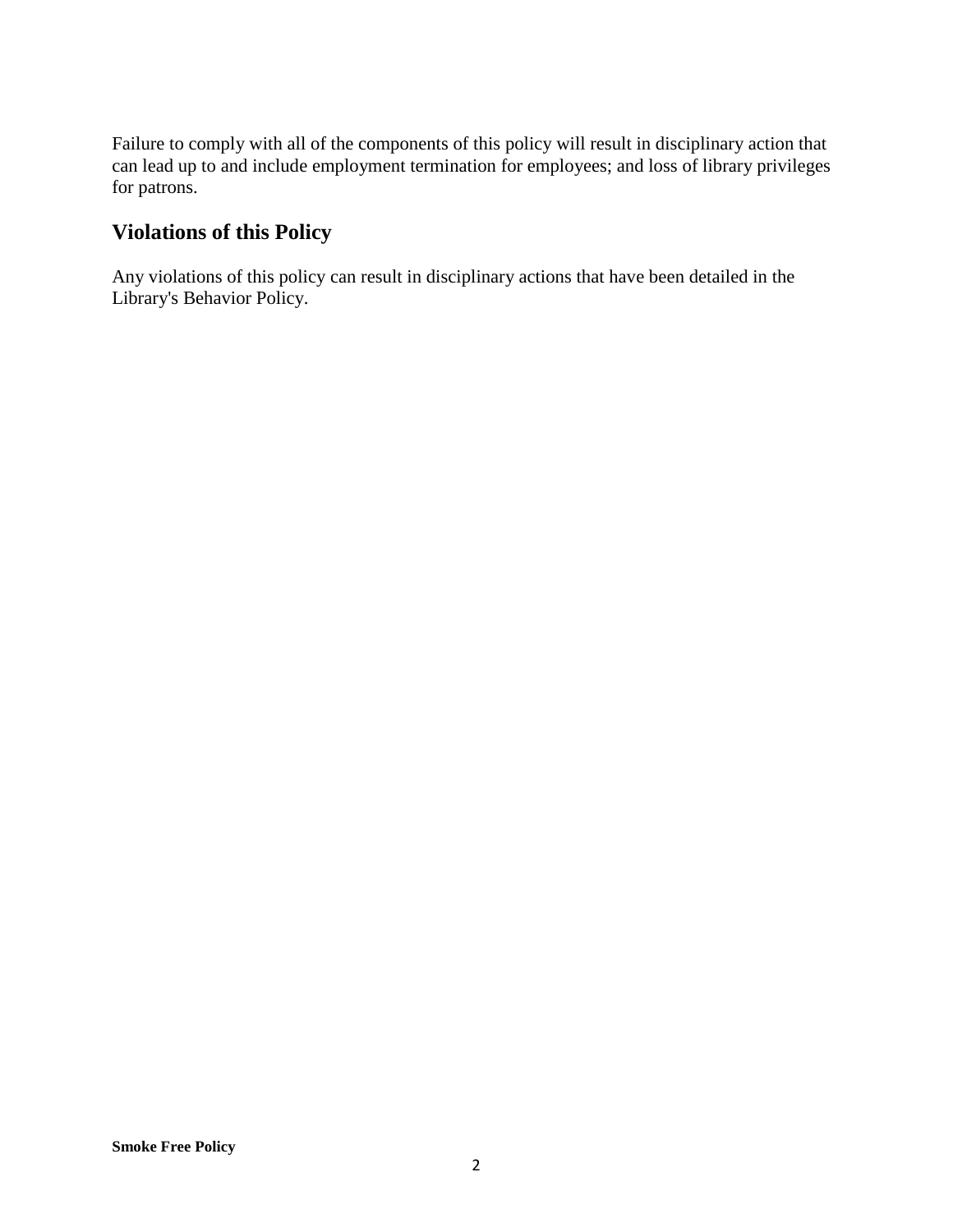Failure to comply with all of the components of this policy will result in disciplinary action that can lead up to and include employment termination for employees; and loss of library privileges for patrons.

## Violations of this Policy

Any violations of this policy can result in disciplinary actions that have been detailed in the Library's Behavior Policy.